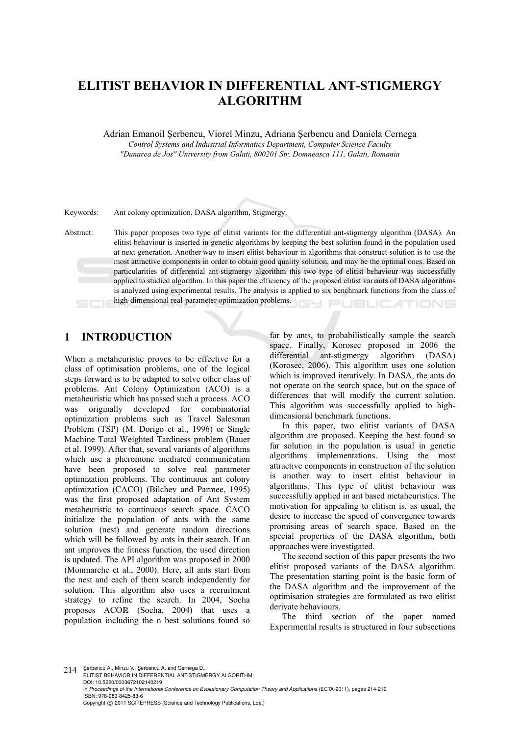# ELITIST BEHAVIOR IN DIFFERENTIAL ANT-STIGMERGY ALGORITHM

Adrian Emanoil Şerbencu, Viorel Minzu, Adriana Şerbencu and Daniela Cernega

*Control Systems and Industrial Informatics Department, Computer Science Faculty*
*"Dunarea de Jos" University from Galati, 800201 Str. Domneasca 111, Galati, Romania*

Keywords: Ant colony optimization, DASA algorithm, Stigmergy.

Abstract: This paper proposes two type of elitist variants for the differential ant-stigmergy algorithm (DASA). An elitist behaviour is inserted in genetic algorithms by keeping the best solution found in the population used at next generation. Another way to insert elitist behaviour in algorithms that construct solution is to use the most attractive components in order to obtain good quality solution, and may be the optimal ones. Based on particularities of differential ant-stigmergy algorithm this two type of elitist behaviour was successfully applied to studied algorithm. In this paper the efficiency of the proposed elitist variants of DASA algorithms is analyzed using experimental results. The analysis is applied to six benchmark functions from the class of high-dimensional real-parameter optimization problems.

## 1 INTRODUCTION

When a metaheuristic proves to be effective for a class of optimisation problems, one of the logical steps forward is to be adapted to solve other class of problems. Ant Colony Optimization (ACO) is a metaheuristic which has passed such a process. ACO was originally developed for combinatorial optimization problems such as Travel Salesman Problem (TSP) (M. Dorigo et al., 1996) or Single Machine Total Weighted Tardiness problem (Bauer et al. 1999). After that, several variants of algorithms which use a pheromone mediated communication have been proposed to solve real parameter optimization problems. The continuous ant colony optimization (CACO) (Bilchev and Parmee, 1995) was the first proposed adaptation of Ant System metaheuristic to continuous search space. CACO initialize the population of ants with the same solution (nest) and generate random directions which will be followed by ants in their search. If an ant improves the fitness function, the used direction is updated. The API algorithm was proposed in 2000 (Monmarche et al., 2000). Here, all ants start from the nest and each of them search independently for solution. This algorithm also uses a recruitment strategy to refine the search. In 2004, Socha proposes ACOℝ (Socha, 2004) that uses a population including the n best solutions found so far by ants, to probabilistically sample the search space. Finally, Korosec proposed in 2006 the differential ant-stigmergy algorithm (DASA) (Korosec, 2006). This algorithm uses one solution which is improved iteratively. In DASA, the ants do not operate on the search space, but on the space of differences that will modify the current solution. This algorithm was successfully applied to high-dimensional benchmark functions.

In this paper, two elitist variants of DASA algorithm are proposed. Keeping the best found so far solution in the population is usual in genetic algorithms implementations. Using the most attractive components in construction of the solution is another way to insert elitist behaviour in algorithms. This type of elitist behaviour was successfully applied in ant based metaheuristics. The motivation for appealing to elitism is, as usual, the desire to increase the speed of convergence towards promising areas of search space. Based on the special properties of the DASA algorithm, both approaches were investigated.

The second section of this paper presents the two elitist proposed variants of the DASA algorithm. The presentation starting point is the basic form of the DASA algorithm and the improvement of the optimisation strategies are formulated as two elitist derivate behaviours.

The third section of the paper named Experimental results is structured in four subsections

Şerbencu A., Minzu V., Şerbencu A. and Cernega D..
ELITIST BEHAVIOR IN DIFFERENTIAL ANT-STIGMERGY ALGORITHM.
DOI: 10.5220/0003672102140219
In *Proceedings of the International Conference on Evolutionary Computation Theory and Applications* (ECTA-2011), pages 214-219
ISBN: 978-989-8425-83-6
Copyright © 2011 SCITEPRESS (Science and Technology Publications, Lda.)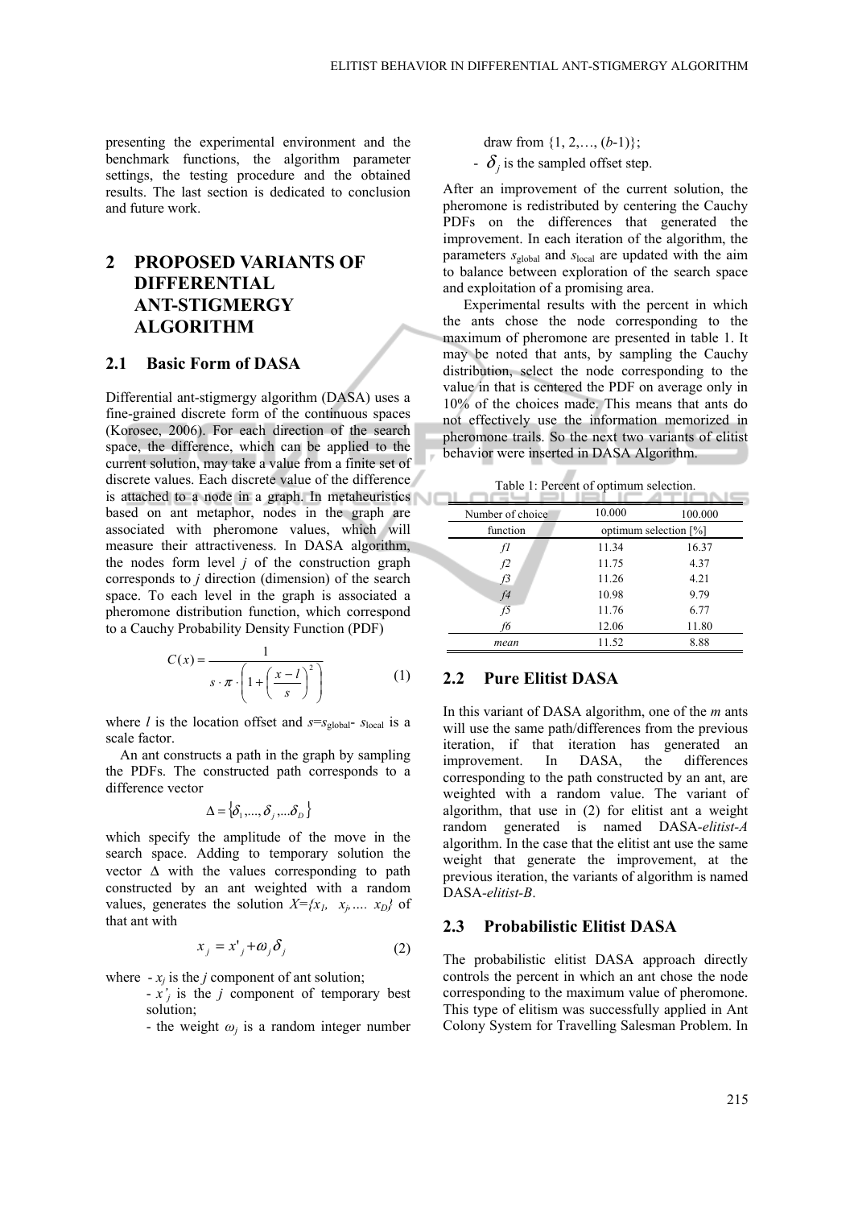presenting the experimental environment and the benchmark functions, the algorithm parameter settings, the testing procedure and the obtained results. The last section is dedicated to conclusion and future work.

# 2 PROPOSED VARIANTS OF DIFFERENTIAL ANT-STIGMERGY ALGORITHM

## 2.1 Basic Form of DASA

Differential ant-stigmergy algorithm (DASA) uses a fine-grained discrete form of the continuous spaces (Korosec, 2006). For each direction of the search space, the difference, which can be applied to the current solution, may take a value from a finite set of discrete values. Each discrete value of the difference is attached to a node in a graph. In metaheuristics based on ant metaphor, nodes in the graph are associated with pheromone values, which will measure their attractiveness. In DASA algorithm, the nodes form level $j$ of the construction graph corresponds to $j$ direction (dimension) of the search space. To each level in the graph is associated a pheromone distribution function, which correspond to a Cauchy Probability Density Function (PDF)

$$C(x) = \frac{1}{s \cdot \pi \cdot \left(1 + \left(\frac{x - l}{s}\right)^2\right)} \tag{1}$$

where $l$ is the location offset and $s = s_{\text{global}} \cdot s_{\text{local}}$ is a scale factor.

An ant constructs a path in the graph by sampling the PDFs. The constructed path corresponds to a difference vector

$$\Delta = \{\delta_1, ..., \delta_j, ... \delta_D\}$$

which specify the amplitude of the move in the search space. Adding to temporary solution the vector $\Delta$ with the values corresponding to path constructed by an ant weighted with a random values, generates the solution $X = \{x_1, \ x_j, .... \ x_D\}$ of that ant with

$$x_j = x'_j + \omega_j \delta_j \tag{2}$$

where
- $x_j$ is the $j$ component of ant solution;
- $x'_j$ is the $j$ component of temporary best solution;
- the weight $\omega_j$ is a random integer number draw from $\{1, 2, ..., (b-1)\}$;
- $\delta_j$ is the sampled offset step.

After an improvement of the current solution, the pheromone is redistributed by centering the Cauchy PDFs on the differences that generated the improvement. In each iteration of the algorithm, the parameters $s_{\text{global}}$ and $s_{\text{local}}$ are updated with the aim to balance between exploration of the search space and exploitation of a promising area.

Experimental results with the percent in which the ants chose the node corresponding to the maximum of pheromone are presented in table 1. It may be noted that ants, by sampling the Cauchy distribution, select the node corresponding to the value in that is centered the PDF on average only in 10% of the choices made. This means that ants do not effectively use the information memorized in pheromone trails. So the next two variants of elitist behavior were inserted in DASA Algorithm.

Table 1: Percent of optimum selection.

| Number of choice | 10.000 | 100.000 |
|---|---|---|
| function | optimum selection [%] | |
| *f1* | 11.34 | 16.37 |
| *f2* | 11.75 | 4.37 |
| *f3* | 11.26 | 4.21 |
| *f4* | 10.98 | 9.79 |
| *f5* | 11.76 | 6.77 |
| *f6* | 12.06 | 11.80 |
| *mean* | 11.52 | 8.88 |

## 2.2 Pure Elitist DASA

In this variant of DASA algorithm, one of the $m$ ants will use the same path/differences from the previous iteration, if that iteration has generated an improvement. In DASA, the differences corresponding to the path constructed by an ant, are weighted with a random value. The variant of algorithm, that use in (2) for elitist ant a weight random generated is named DASA-*elitist-A* algorithm. In the case that the elitist ant use the same weight that generate the improvement, at the previous iteration, the variants of algorithm is named DASA-*elitist-B*.

## 2.3 Probabilistic Elitist DASA

The probabilistic elitist DASA approach directly controls the percent in which an ant chose the node corresponding to the maximum value of pheromone. This type of elitism was successfully applied in Ant Colony System for Travelling Salesman Problem. In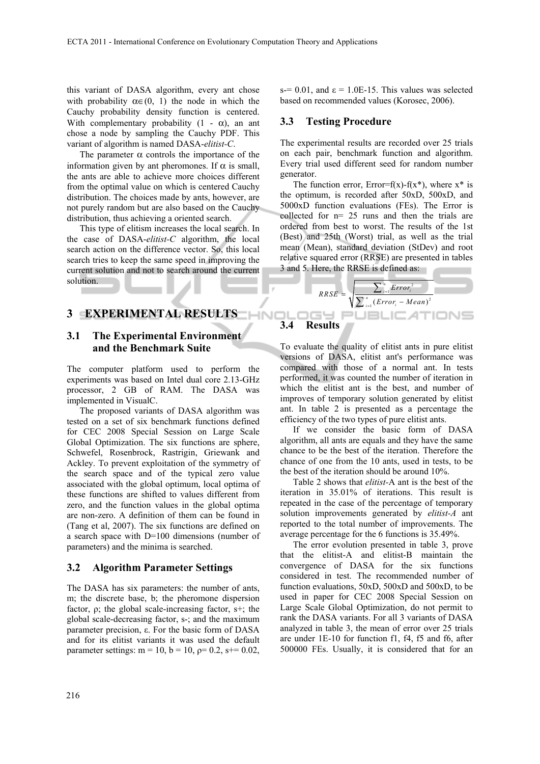this variant of DASA algorithm, every ant chose with probability $\alpha \in (0, 1)$ the node in which the Cauchy probability density function is centered. With complementary probability $(1 - \alpha)$, an ant chose a node by sampling the Cauchy PDF. This variant of algorithm is named DASA-*elitist-C*.

The parameter $\alpha$ controls the importance of the information given by ant pheromones. If $\alpha$ is small, the ants are able to achieve more choices different from the optimal value on which is centered Cauchy distribution. The choices made by ants, however, are not purely random but are also based on the Cauchy distribution, thus achieving a oriented search.

This type of elitism increases the local search. In the case of DASA-*elitist-C* algorithm, the local search action on the difference vector. So, this local search tries to keep the same speed in improving the current solution and not to search around the current solution.

# 3 EXPERIMENTAL RESULTS

## 3.1 The Experimental Environment and the Benchmark Suite

The computer platform used to perform the experiments was based on Intel dual core 2.13-GHz processor, 2 GB of RAM. The DASA was implemented in VisualC.

The proposed variants of DASA algorithm was tested on a set of six benchmark functions defined for CEC 2008 Special Session on Large Scale Global Optimization. The six functions are sphere, Schwefel, Rosenbrock, Rastrigin, Griewank and Ackley. To prevent exploitation of the symmetry of the search space and of the typical zero value associated with the global optimum, local optima of these functions are shifted to values different from zero, and the function values in the global optima are non-zero. A definition of them can be found in (Tang et al, 2007). The six functions are defined on a search space with D=100 dimensions (number of parameters) and the minima is searched.

## 3.2 Algorithm Parameter Settings

The DASA has six parameters: the number of ants, m; the discrete base, b; the pheromone dispersion factor, $\rho$; the global scale-increasing factor, s+; the global scale-decreasing factor, s-; and the maximum parameter precision, $\varepsilon$. For the basic form of DASA and for its elitist variants it was used the default parameter settings: m = 10, b = 10, $\rho$= 0.2, s+= 0.02, s-= 0.01, and $\varepsilon$ = 1.0E-15. This values was selected based on recommended values (Korosec, 2006).

## 3.3 Testing Procedure

The experimental results are recorded over 25 trials on each pair, benchmark function and algorithm. Every trial used different seed for random number generator.

The function error, Error=f(x)-f(x*), where x* is the optimum, is recorded after 50xD, 500xD, and 5000xD function evaluations (FEs). The Error is collected for n= 25 runs and then the trials are ordered from best to worst. The results of the 1st (Best) and 25th (Worst) trial, as well as the trial mean (Mean), standard deviation (StDev) and root relative squared error (RRSE) are presented in tables 3 and 5. Here, the RRSE is defined as:

$$RRSE = \sqrt{\frac{\sum_{i=1}^{n} Error_i^2}{\sum_{i=1}^{n} (Error_i - Mean)^2}}$$

## 3.4 Results

To evaluate the quality of elitist ants in pure elitist versions of DASA, elitist ant's performance was compared with those of a normal ant. In tests performed, it was counted the number of iteration in which the elitist ant is the best, and number of improves of temporary solution generated by elitist ant. In table 2 is presented as a percentage the efficiency of the two types of pure elitist ants.

If we consider the basic form of DASA algorithm, all ants are equals and they have the same chance to be the best of the iteration. Therefore the chance of one from the 10 ants, used in tests, to be the best of the iteration should be around 10%.

Table 2 shows that *elitist*-A ant is the best of the iteration in 35.01% of iterations. This result is repeated in the case of the percentage of temporary solution improvements generated by *elitist-A* ant reported to the total number of improvements. The average percentage for the 6 functions is 35.49%.

The error evolution presented in table 3, prove that the elitist-A and elitist-B maintain the convergence of DASA for the six functions considered in test. The recommended number of function evaluations, 50xD, 500xD and 500xD, to be used in paper for CEC 2008 Special Session on Large Scale Global Optimization, do not permit to rank the DASA variants. For all 3 variants of DASA analyzed in table 3, the mean of error over 25 trials are under 1E-10 for function f1, f4, f5 and f6, after 500000 FEs. Usually, it is considered that for an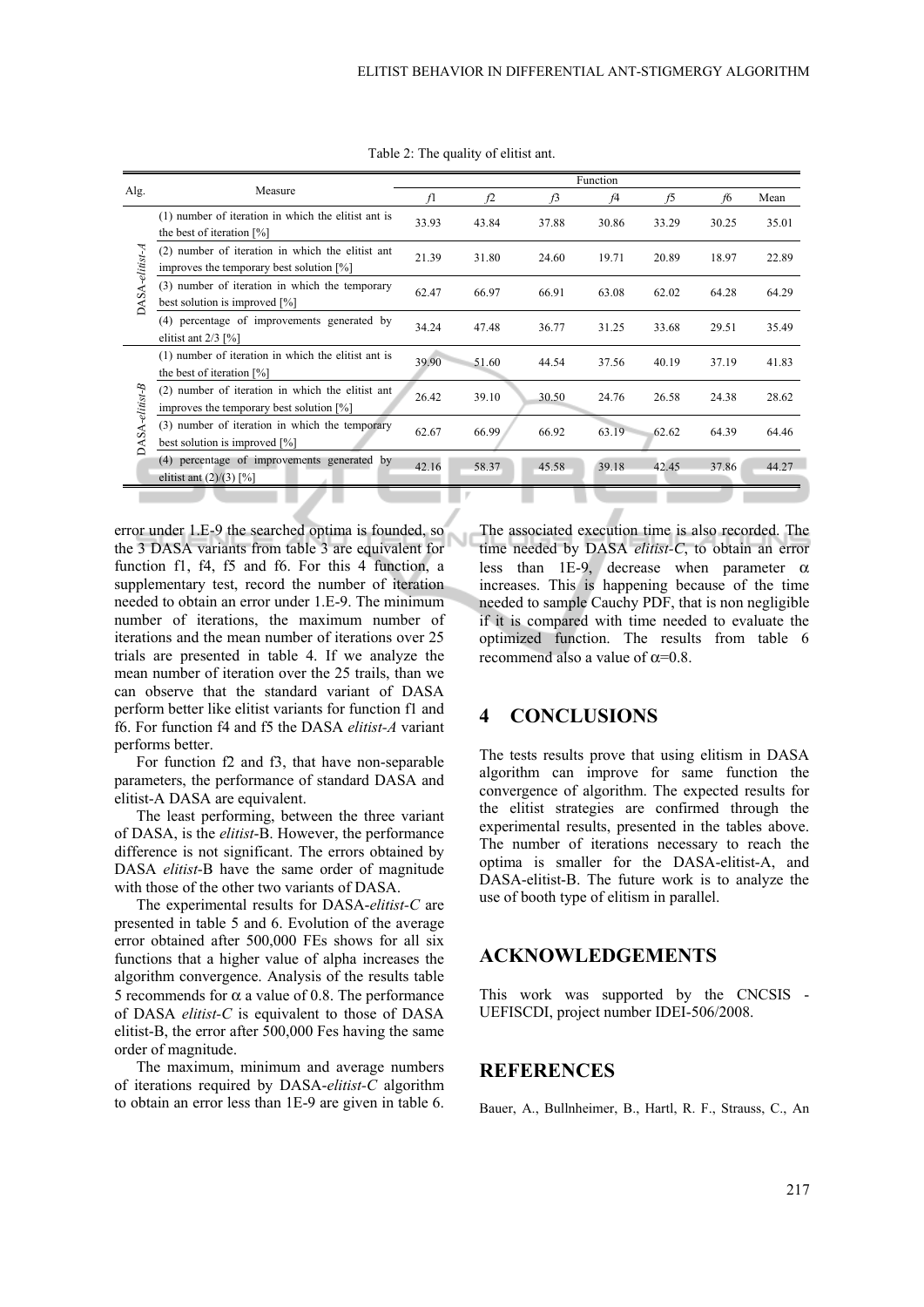Table 2: The quality of elitist ant.

| Alg. | Measure | Function | | | | | | |
|---|---|---|---|---|---|---|---|---|
| | | *f*1 | *f*2 | *f*3 | *f*4 | *f*5 | *f*6 | Mean |
| DASA-*elitist-A* | (1) number of iteration in which the elitist ant is the best of iteration [%] | 33.93 | 43.84 | 37.88 | 30.86 | 33.29 | 30.25 | 35.01 |
| | (2) number of iteration in which the elitist ant improves the temporary best solution [%] | 21.39 | 31.80 | 24.60 | 19.71 | 20.89 | 18.97 | 22.89 |
| | (3) number of iteration in which the temporary best solution is improved [%] | 62.47 | 66.97 | 66.91 | 63.08 | 62.02 | 64.28 | 64.29 |
| | (4) percentage of improvements generated by elitist ant 2/3 [%] | 34.24 | 47.48 | 36.77 | 31.25 | 33.68 | 29.51 | 35.49 |
| DASA-*elitist-B* | (1) number of iteration in which the elitist ant is the best of iteration [%] | 39.90 | 51.60 | 44.54 | 37.56 | 40.19 | 37.19 | 41.83 |
| | (2) number of iteration in which the elitist ant improves the temporary best solution [%] | 26.42 | 39.10 | 30.50 | 24.76 | 26.58 | 24.38 | 28.62 |
| | (3) number of iteration in which the temporary best solution is improved [%] | 62.67 | 66.99 | 66.92 | 63.19 | 62.62 | 64.39 | 64.46 |
| | (4) percentage of improvements generated by elitist ant (2)/(3) [%] | 42.16 | 58.37 | 45.58 | 39.18 | 42.45 | 37.86 | 44.27 |

error under 1.E-9 the searched optima is founded, so the 3 DASA variants from table 3 are equivalent for function f1, f4, f5 and f6. For this 4 function, a supplementary test, record the number of iteration needed to obtain an error under 1.E-9. The minimum number of iterations, the maximum number of iterations and the mean number of iterations over 25 trials are presented in table 4. If we analyze the mean number of iteration over the 25 trails, than we can observe that the standard variant of DASA perform better like elitist variants for function f1 and f6. For function f4 and f5 the DASA *elitist-A* variant performs better.

For function f2 and f3, that have non-separable parameters, the performance of standard DASA and elitist-A DASA are equivalent.

The least performing, between the three variant of DASA, is the *elitist*-B. However, the performance difference is not significant. The errors obtained by DASA *elitist*-B have the same order of magnitude with those of the other two variants of DASA.

The experimental results for DASA-*elitist-C* are presented in table 5 and 6. Evolution of the average error obtained after 500,000 FEs shows for all six functions that a higher value of alpha increases the algorithm convergence. Analysis of the results table 5 recommends for $\alpha$ a value of 0.8. The performance of DASA *elitist-C* is equivalent to those of DASA elitist-B, the error after 500,000 Fes having the same order of magnitude.

The maximum, minimum and average numbers of iterations required by DASA-*elitist-C* algorithm to obtain an error less than 1E-9 are given in table 6. The associated execution time is also recorded. The time needed by DASA *elitist-C*, to obtain an error less than 1E-9, decrease when parameter $\alpha$ increases. This is happening because of the time needed to sample Cauchy PDF, that is non negligible if it is compared with time needed to evaluate the optimized function. The results from table 6 recommend also a value of $\alpha$=0.8.

## 4 CONCLUSIONS

The tests results prove that using elitism in DASA algorithm can improve for same function the convergence of algorithm. The expected results for the elitist strategies are confirmed through the experimental results, presented in the tables above. The number of iterations necessary to reach the optima is smaller for the DASA-elitist-A, and DASA-elitist-B. The future work is to analyze the use of booth type of elitism in parallel.

## ACKNOWLEDGEMENTS

This work was supported by the CNCSIS - UEFISCDI, project number IDEI-506/2008.

## REFERENCES

Bauer, A., Bullnheimer, B., Hartl, R. F., Strauss, C., An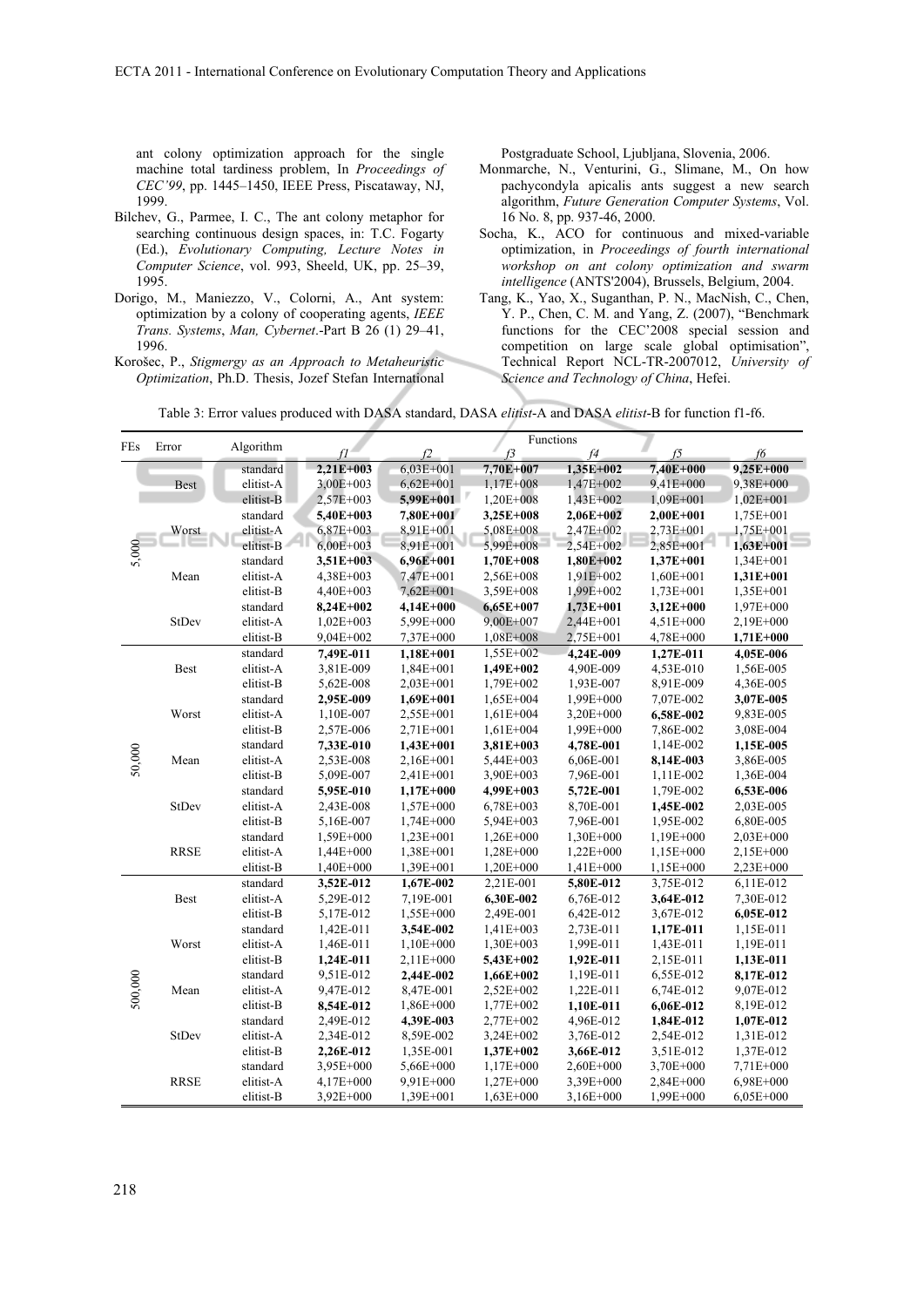ant colony optimization approach for the single machine total tardiness problem, In *Proceedings of CEC'99*, pp. 1445–1450, IEEE Press, Piscataway, NJ, 1999.

Bilchev, G., Parmee, I. C., The ant colony metaphor for searching continuous design spaces, in: T.C. Fogarty (Ed.), *Evolutionary Computing, Lecture Notes in Computer Science*, vol. 993, Sheeld, UK, pp. 25–39, 1995.

Dorigo, M., Maniezzo, V., Colorni, A., Ant system: optimization by a colony of cooperating agents, *IEEE Trans. Systems*, *Man, Cybernet*.-Part B 26 (1) 29–41, 1996.

Korošec, P., *Stigmergy as an Approach to Metaheuristic Optimization*, Ph.D. Thesis, Jozef Stefan International Postgraduate School, Ljubljana, Slovenia, 2006.

Monmarche, N., Venturini, G., Slimane, M., On how pachycondyla apicalis ants suggest a new search algorithm, *Future Generation Computer Systems*, Vol. 16 No. 8, pp. 937-46, 2000.

Socha, K., ACO for continuous and mixed-variable optimization, in *Proceedings of fourth international workshop on ant colony optimization and swarm intelligence* (ANTS'2004), Brussels, Belgium, 2004.

Tang, K., Yao, X., Suganthan, P. N., MacNish, C., Chen, Y. P., Chen, C. M. and Yang, Z. (2007), "Benchmark functions for the CEC'2008 special session and competition on large scale global optimisation", Technical Report NCL-TR-2007012, *University of Science and Technology of China*, Hefei.

Table 3: Error values produced with DASA standard, DASA *elitist*-A and DASA *elitist*-B for function f1-f6.

| FEs | Error | Algorithm | Functions | | | | | |
|---|---|---|---|---|---|---|---|---|
| | | | *f1* | *f2* | *f3* | *f4* | *f5* | *f6* |
| 5,000 | Best | standard | **2,21E+003** | 6,03E+001 | **7,70E+007** | **1,35E+002** | **7,40E+000** | **9,25E+000** |
| | | elitist-A | 3,00E+003 | 6,62E+001 | 1,17E+008 | 1,47E+002 | 9,41E+000 | 9,38E+000 |
| | | elitist-B | 2,57E+003 | **5,99E+001** | 1,20E+008 | 1,43E+002 | 1,09E+001 | 1,02E+001 |
| | Worst | standard | **5,40E+003** | **7,80E+001** | **3,25E+008** | **2,06E+002** | **2,00E+001** | 1,75E+001 |
| | | elitist-A | 6,87E+003 | 8,91E+001 | 5,08E+008 | 2,47E+002 | 2,73E+001 | 1,75E+001 |
| | | elitist-B | 6,00E+003 | 8,91E+001 | 5,99E+008 | 2,54E+002 | 2,85E+001 | **1,63E+001** |
| | Mean | standard | **3,51E+003** | **6,96E+001** | **1,70E+008** | **1,80E+002** | **1,37E+001** | 1,34E+001 |
| | | elitist-A | 4,38E+003 | 7,47E+001 | 2,56E+008 | 1,91E+002 | 1,60E+001 | **1,31E+001** |
| | | elitist-B | 4,40E+003 | 7,62E+001 | 3,59E+008 | 1,99E+002 | 1,73E+001 | 1,35E+001 |
| | StDev | standard | **8,24E+002** | **4,14E+000** | **6,65E+007** | **1,73E+001** | **3,12E+000** | 1,97E+000 |
| | | elitist-A | 1,02E+003 | 5,99E+000 | 9,00E+007 | 2,44E+001 | 4,51E+000 | 2,19E+000 |
| | | elitist-B | 9,04E+002 | 7,37E+000 | 1,08E+008 | 2,75E+001 | 4,78E+000 | **1,71E+000** |
| 50,000 | Best | standard | **7,49E-011** | **1,18E+001** | 1,55E+002 | **4,24E-009** | **1,27E-011** | **4,05E-006** |
| | | elitist-A | 3,81E-009 | 1,84E+001 | **1,49E+002** | 4,90E-009 | 4,53E-010 | 1,56E-005 |
| | | elitist-B | 5,62E-008 | 2,03E+001 | 1,79E+002 | 1,93E-007 | 8,91E-009 | 4,36E-005 |
| | Worst | standard | **2,95E-009** | **1,69E+001** | 1,65E+004 | **1,99E+000** | 7,07E-002 | **3,07E-005** |
| | | elitist-A | 1,10E-007 | 2,55E+001 | 1,61E+004 | 3,20E+000 | **6,58E-002** | 9,83E-005 |
| | | elitist-B | 2,57E-006 | 2,71E+001 | 1,61E+004 | 1,99E+000 | 7,86E-002 | 3,08E-004 |
| | Mean | standard | **7,33E-010** | **1,43E+001** | **3,81E+003** | **4,78E-001** | 1,14E-002 | **1,15E-005** |
| | | elitist-A | 2,53E-008 | 2,16E+001 | 5,44E+003 | 6,06E-001 | **8,14E-003** | 3,86E-005 |
| | | elitist-B | 5,09E-007 | 2,41E+001 | 3,90E+003 | 7,96E-001 | 1,11E-002 | 1,36E-004 |
| | StDev | standard | **5,95E-010** | **1,17E+000** | **4,99E+003** | **5,72E-001** | 1,79E-002 | **6,53E-006** |
| | | elitist-A | 2,43E-008 | 1,57E+000 | 6,78E+003 | 8,70E-001 | **1,45E-002** | 2,03E-005 |
| | | elitist-B | 5,16E-007 | 1,74E+000 | 5,94E+003 | 7,96E-001 | 1,95E-002 | 6,80E-005 |
| | RRSE | standard | 1,59E+000 | 1,23E+001 | 1,26E+000 | 1,30E+000 | 1,19E+000 | 2,03E+000 |
| | | elitist-A | 1,44E+000 | 1,38E+001 | 1,28E+000 | 1,22E+000 | 1,15E+000 | 2,15E+000 |
| | | elitist-B | 1,40E+000 | 1,39E+001 | 1,20E+000 | 1,41E+000 | 1,15E+000 | 2,23E+000 |
| 500,000 | Best | standard | **3,52E-012** | **1,67E-002** | 2,21E-001 | **5,80E-012** | 3,75E-012 | 6,11E-012 |
| | | elitist-A | 5,29E-012 | 7,19E-001 | **6,30E-002** | 6,76E-012 | **3,64E-012** | 7,30E-012 |
| | | elitist-B | 5,17E-012 | 1,55E+000 | 2,49E-001 | 6,42E-012 | 3,67E-012 | **6,05E-012** |
| | Worst | standard | 1,42E-011 | **3,54E-002** | 1,41E+003 | 2,73E-011 | **1,17E-011** | 1,15E-011 |
| | | elitist-A | 1,46E-011 | 1,10E+000 | 1,30E+003 | 1,99E-011 | 1,43E-011 | 1,19E-011 |
| | | elitist-B | **1,24E-011** | 2,11E+000 | **5,43E+002** | **1,92E-011** | 2,15E-011 | **1,13E-011** |
| | Mean | standard | 9,51E-012 | **2,44E-002** | **1,66E+002** | 1,19E-011 | 6,55E-012 | **8,17E-012** |
| | | elitist-A | 9,47E-012 | 8,47E-001 | 2,52E+002 | 1,22E-011 | 6,74E-012 | 9,07E-012 |
| | | elitist-B | **8,54E-012** | 1,86E+000 | 1,77E+002 | **1,10E-011** | **6,06E-012** | 8,19E-012 |
| | StDev | standard | 2,49E-012 | **4,39E-003** | 2,77E+002 | 4,96E-012 | **1,84E-012** | **1,07E-012** |
| | | elitist-A | 2,34E-012 | 8,59E-002 | 3,24E+002 | 3,76E-012 | 2,54E-012 | 1,31E-012 |
| | | elitist-B | **2,26E-012** | 1,35E-001 | **1,37E+002** | **3,66E-012** | 3,51E-012 | 1,37E-012 |
| | RRSE | standard | 3,95E+000 | 5,66E+000 | 1,17E+000 | 2,60E+000 | 3,70E+000 | 7,71E+000 |
| | | elitist-A | 4,17E+000 | 9,91E+000 | 1,27E+000 | 3,39E+000 | 2,84E+000 | 6,98E+000 |
| | | elitist-B | 3,92E+000 | 1,39E+001 | 1,63E+000 | 3,16E+000 | 1,99E+000 | 6,05E+000 |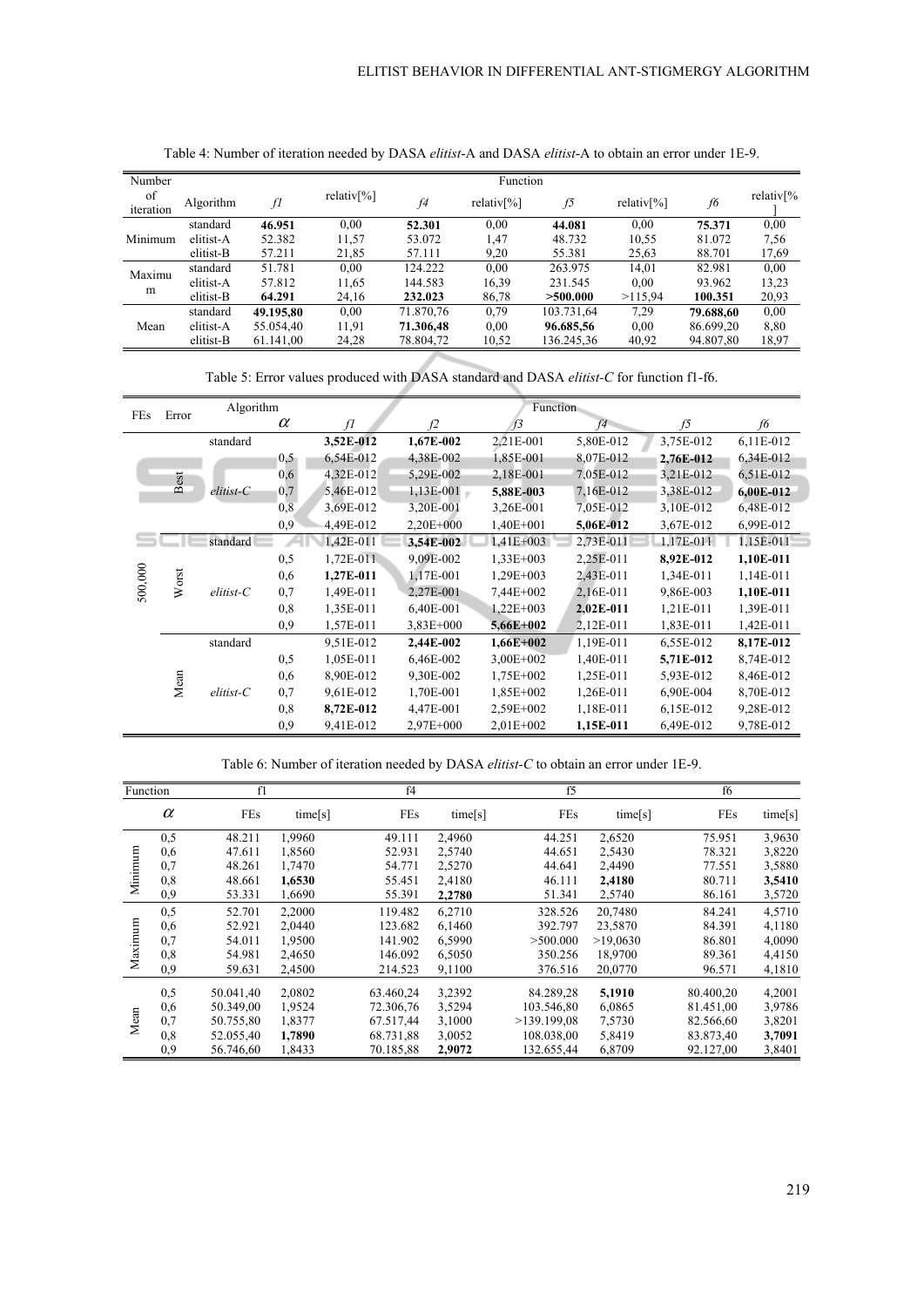Table 4: Number of iteration needed by DASA *elitist*-A and DASA *elitist*-A to obtain an error under 1E-9.

| Number of iteration | Algorithm | *f1* | relativ[%] | *f4* | relativ[%] | *f5* | relativ[%] | *f6* | relativ[%] |
|---|---|---|---|---|---|---|---|---|---|
| Minimum | standard | **46.951** | 0,00 | **52.301** | 0,00 | **44.081** | 0,00 | **75.371** | 0,00 |
| | elitist-A | 52.382 | 11,57 | 53.072 | 1,47 | 48.732 | 10,55 | 81.072 | 7,56 |
| | elitist-B | 57.211 | 21,85 | 57.111 | 9,20 | 55.381 | 25,63 | 88.701 | 17,69 |
| Maximum | standard | 51.781 | 0,00 | 124.222 | 0,00 | 263.975 | 14,01 | 82.981 | 0,00 |
| | elitist-A | 57.812 | 11,65 | 144.583 | 16,39 | 231.545 | 0,00 | 93.962 | 13,23 |
| | elitist-B | **64.291** | 24,16 | **232.023** | 86,78 | **>500.000** | >115,94 | **100.351** | 20,93 |
| Mean | standard | **49.195,80** | 0,00 | 71.870,76 | 0,79 | 103.731,64 | 7,29 | **79.688,60** | 0,00 |
| | elitist-A | 55.054,40 | 11,91 | **71.306,48** | 0,00 | **96.685,56** | 0,00 | 86.699,20 | 8,80 |
| | elitist-B | 61.141,00 | 24,28 | 78.804,72 | 10,52 | 136.245,36 | 40,92 | 94.807,80 | 18,97 |

Table 5: Error values produced with DASA standard and DASA *elitist-C* for function f1-f6.

| FEs | Error | Algorithm | $\alpha$ | *f1* | *f2* | *f3* | *f4* | *f5* | *f6* |
|---|---|---|---|---|---|---|---|---|---|
| 500,000 | Best | standard | | **3,52E-012** | **1,67E-002** | 2,21E-001 | 5,80E-012 | 3,75E-012 | 6,11E-012 |
| | | *elitist-C* | 0,5 | 6,54E-012 | 4,38E-002 | 1,85E-001 | 8,07E-012 | **2,76E-012** | 6,34E-012 |
| | | | 0,6 | 4,32E-012 | 5,29E-002 | 2,18E-001 | 7,05E-012 | 3,21E-012 | 6,51E-012 |
| | | | 0,7 | 5,46E-012 | 1,13E-001 | **5,88E-003** | 7,16E-012 | 3,38E-012 | **6,00E-012** |
| | | | 0,8 | 3,69E-012 | 3,20E-001 | 3,26E-001 | 7,05E-012 | 3,10E-012 | 6,48E-012 |
| | | | 0,9 | 4,49E-012 | 2,20E+000 | 1,40E+001 | **5,06E-012** | 3,67E-012 | 6,99E-012 |
| | Worst | standard | | 1,42E-011 | **3,54E-002** | 1,41E+003 | 2,73E-011 | 1,17E-011 | 1,15E-011 |
| | | *elitist-C* | 0,5 | 1,72E-011 | 9,09E-002 | 1,33E+003 | 2,25E-011 | **8,92E-012** | **1,10E-011** |
| | | | 0,6 | **1,27E-011** | 1,17E-001 | 1,29E+003 | 2,43E-011 | 1,34E-011 | 1,14E-011 |
| | | | 0,7 | 1,49E-011 | 2,27E-001 | 7,44E+002 | 2,16E-011 | 9,86E-003 | **1,10E-011** |
| | | | 0,8 | 1,35E-011 | 6,40E-001 | 1,22E+003 | **2,02E-011** | 1,21E-011 | 1,39E-011 |
| | | | 0,9 | 1,57E-011 | 3,83E+000 | **5,66E+002** | 2,12E-011 | 1,83E-011 | 1,42E-011 |
| | Mean | standard | | 9,51E-012 | **2,44E-002** | **1,66E+002** | 1,19E-011 | 6,55E-012 | **8,17E-012** |
| | | *elitist-C* | 0,5 | 1,05E-011 | 6,46E-002 | 3,00E+002 | 1,40E-011 | **5,71E-012** | 8,74E-012 |
| | | | 0,6 | 8,90E-012 | 9,30E-002 | 1,75E+002 | 1,25E-011 | 5,93E-012 | 8,46E-012 |
| | | | 0,7 | 9,61E-012 | 1,70E-001 | 1,85E+002 | 1,26E-011 | 6,90E-004 | 8,70E-012 |
| | | | 0,8 | **8,72E-012** | 4,47E-001 | 2,59E+002 | 1,18E-011 | 6,15E-012 | 9,28E-012 |
| | | | 0,9 | 9,41E-012 | 2,97E+000 | 2,01E+002 | **1,15E-011** | 6,49E-012 | 9,78E-012 |

Table 6: Number of iteration needed by DASA *elitist-C* to obtain an error under 1E-9.

| Function | | f1 | | f4 | | f5 | | f6 | |
|---|---|---|---|---|---|---|---|---|---|
| | $\alpha$ | FEs | time[s] | FEs | time[s] | FEs | time[s] | FEs | time[s] |
| Minimum | 0,5 | 48.211 | 1,9960 | 49.111 | 2,4960 | 44.251 | 2,6520 | 75.951 | 3,9630 |
| | 0,6 | 47.611 | 1,8560 | 52.931 | 2,5740 | 44.651 | 2,5430 | 78.321 | 3,8220 |
| | 0,7 | 48.261 | 1,7470 | 54.771 | 2,5270 | 44.641 | 2,4490 | 77.551 | 3,5880 |
| | 0,8 | 48.661 | **1,6530** | 55.451 | 2,4180 | 46.111 | **2,4180** | 80.711 | **3,5410** |
| | 0,9 | 53.331 | 1,6690 | 55.391 | **2,2780** | 51.341 | 2,5740 | 86.161 | 3,5720 |
| Maximum | 0,5 | 52.701 | 2,2000 | 119.482 | 6,2710 | 328.526 | 20,7480 | 84.241 | 4,5710 |
| | 0,6 | 52.921 | 2,0440 | 123.682 | 6,1460 | 392.797 | 23,5870 | 84.391 | 4,1180 |
| | 0,7 | 54.011 | 1,9500 | 141.902 | 6,5990 | >500.000 | >19,0630 | 86.801 | 4,0090 |
| | 0,8 | 54.981 | 2,4650 | 146.092 | 6,5050 | 350.256 | 18,9700 | 89.361 | 4,4150 |
| | 0,9 | 59.631 | 2,4500 | 214.523 | 9,1100 | 376.516 | 20,0770 | 96.571 | 4,1810 |
| Mean | 0,5 | 50.041,40 | 2,0802 | 63.460,24 | 3,2392 | 84.289,28 | **5,1910** | 80.400,20 | 4,2001 |
| | 0,6 | 50.349,00 | 1,9524 | 72.306,76 | 3,5294 | 103.546,80 | 6,0865 | 81.451,00 | 3,9786 |
| | 0,7 | 50.755,80 | 1,8377 | 67.517,44 | 3,1000 | >139.199,08 | 7,5730 | 82.566,60 | 3,8201 |
| | 0,8 | 52.055,40 | **1,7890** | 68.731,88 | 3,0052 | 108.038,00 | 5,8419 | 83.873,40 | **3,7091** |
| | 0,9 | 56.746,60 | 1,8433 | 70.185,88 | **2,9072** | 132.655,44 | 6,8709 | 92.127,00 | 3,8401 |